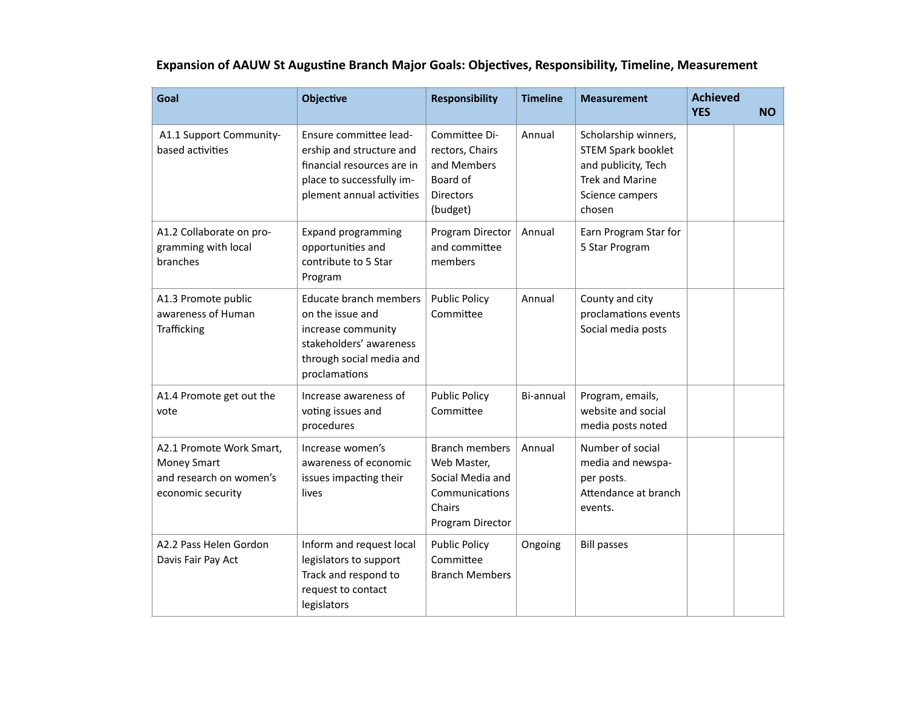## Expansion of AAUW St Augustine Branch Major Goals: Objectives, Responsibility, Timeline, Measurement

| Goal | Objective | Responsibility | Timeline | Measurement | Achieved YES | NO |
|---|---|---|---|---|---|---|
| A1.1 Support Community-based activities | Ensure committee leadership and structure and financial resources are in place to successfully implement annual activities | Committee Directors, Chairs and Members Board of Directors (budget) | Annual | Scholarship winners, STEM Spark booklet and publicity, Tech Trek and Marine Science campers chosen | | |
| A1.2 Collaborate on programming with local branches | Expand programming opportunities and contribute to 5 Star Program | Program Director and committee members | Annual | Earn Program Star for 5 Star Program | | |
| A1.3 Promote public awareness of Human Trafficking | Educate branch members on the issue and increase community stakeholders' awareness through social media and proclamations | Public Policy Committee | Annual | County and city proclamations events Social media posts | | |
| A1.4 Promote get out the vote | Increase awareness of voting issues and procedures | Public Policy Committee | Bi-annual | Program, emails, website and social media posts noted | | |
| A2.1 Promote Work Smart, Money Smart and research on women's economic security | Increase women's awareness of economic issues impacting their lives | Branch members Web Master, Social Media and Communications Chairs Program Director | Annual | Number of social media and newspaper posts. Attendance at branch events. | | |
| A2.2 Pass Helen Gordon Davis Fair Pay Act | Inform and request local legislators to support Track and respond to request to contact legislators | Public Policy Committee Branch Members | Ongoing | Bill passes | | |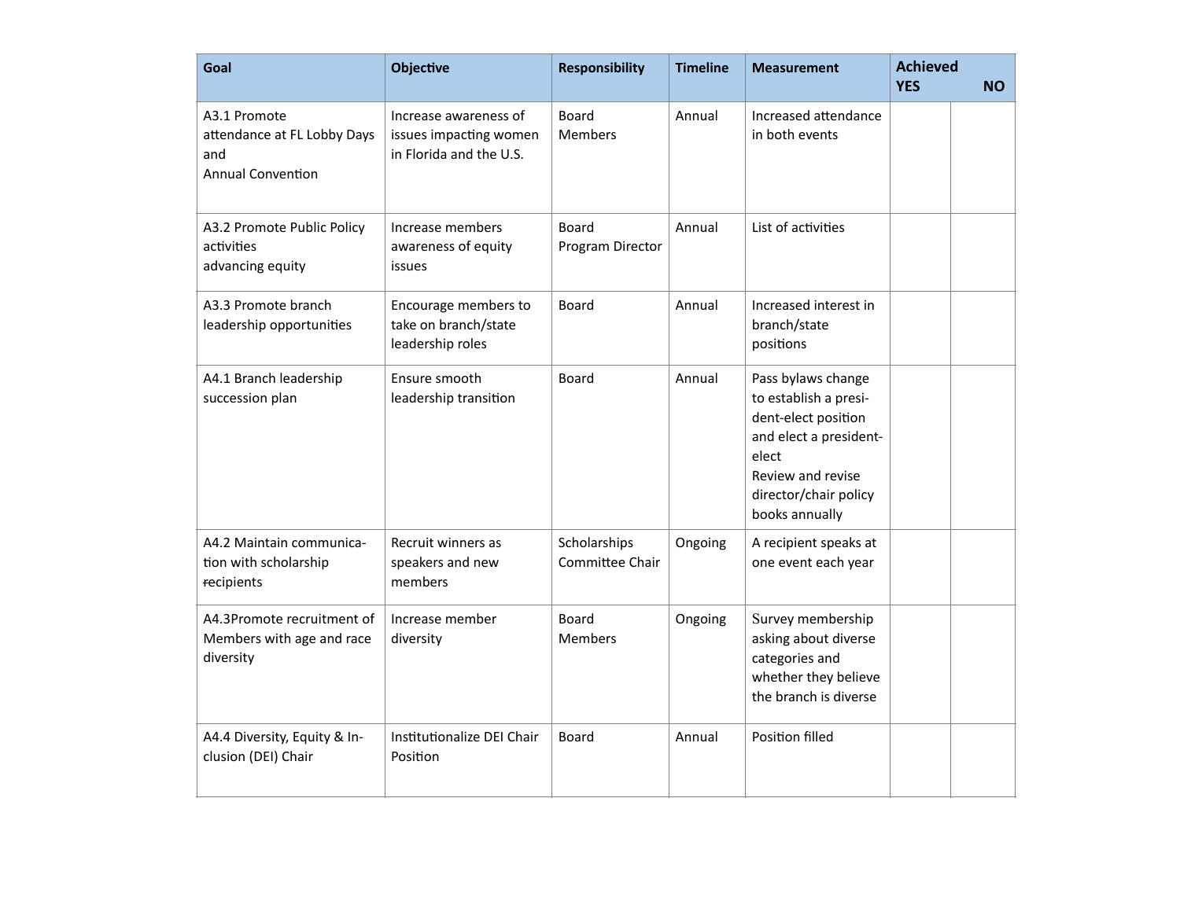| Goal | Objective | Responsibility | Timeline | Measurement | Achieved YES | NO |
|---|---|---|---|---|---|---|
| A3.1 Promote attendance at FL Lobby Days and Annual Convention | Increase awareness of issues impacting women in Florida and the U.S. | Board Members | Annual | Increased attendance in both events | | |
| A3.2 Promote Public Policy activities advancing equity | Increase members awareness of equity issues | Board Program Director | Annual | List of activities | | |
| A3.3 Promote branch leadership opportunities | Encourage members to take on branch/state leadership roles | Board | Annual | Increased interest in branch/state positions | | |
| A4.1 Branch leadership succession plan | Ensure smooth leadership transition | Board | Annual | Pass bylaws change to establish a president-elect position and elect a president-elect<br>Review and revise director/chair policy books annually | | |
| A4.2 Maintain communication with scholarship recipients | Recruit winners as speakers and new members | Scholarships Committee Chair | Ongoing | A recipient speaks at one event each year | | |
| A4.3Promote recruitment of Members with age and race diversity | Increase member diversity | Board Members | Ongoing | Survey membership asking about diverse categories and whether they believe the branch is diverse | | |
| A4.4 Diversity, Equity & Inclusion (DEI) Chair | Institutionalize DEI Chair Position | Board | Annual | Position filled | | |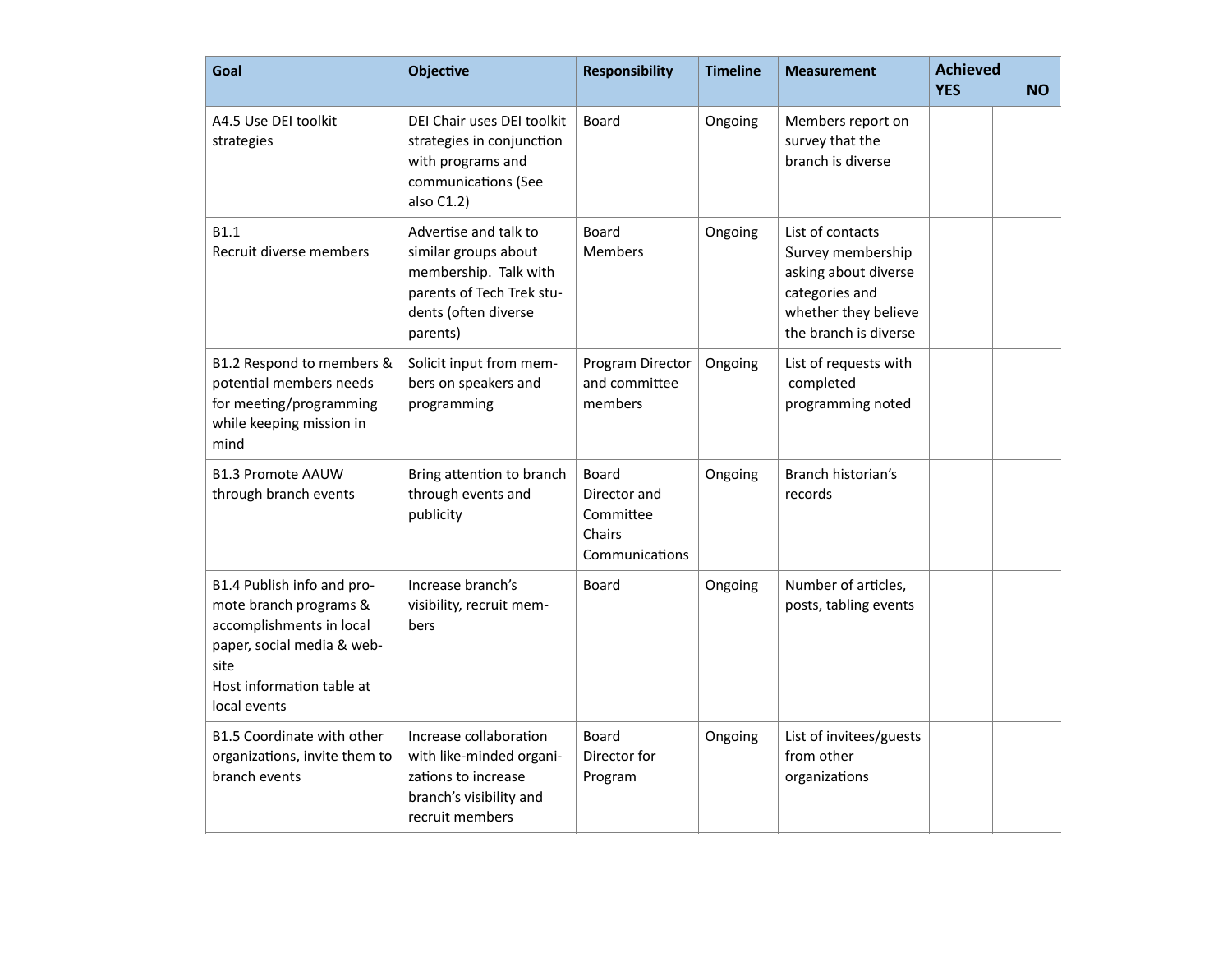| Goal | Objective | Responsibility | Timeline | Measurement | Achieved YES | NO |
|---|---|---|---|---|---|---|
| A4.5 Use DEI toolkit strategies | DEI Chair uses DEI toolkit strategies in conjunction with programs and communications (See also C1.2) | Board | Ongoing | Members report on survey that the branch is diverse | | |
| B1.1 Recruit diverse members | Advertise and talk to similar groups about membership. Talk with parents of Tech Trek students (often diverse parents) | Board Members | Ongoing | List of contacts Survey membership asking about diverse categories and whether they believe the branch is diverse | | |
| B1.2 Respond to members & potential members needs for meeting/programming while keeping mission in mind | Solicit input from members on speakers and programming | Program Director and committee members | Ongoing | List of requests with completed programming noted | | |
| B1.3 Promote AAUW through branch events | Bring attention to branch through events and publicity | Board Director and Committee Chairs Communications | Ongoing | Branch historian's records | | |
| B1.4 Publish info and promote branch programs & accomplishments in local paper, social media & website Host information table at local events | Increase branch's visibility, recruit members | Board | Ongoing | Number of articles, posts, tabling events | | |
| B1.5 Coordinate with other organizations, invite them to branch events | Increase collaboration with like-minded organizations to increase branch's visibility and recruit members | Board Director for Program | Ongoing | List of invitees/guests from other organizations | | |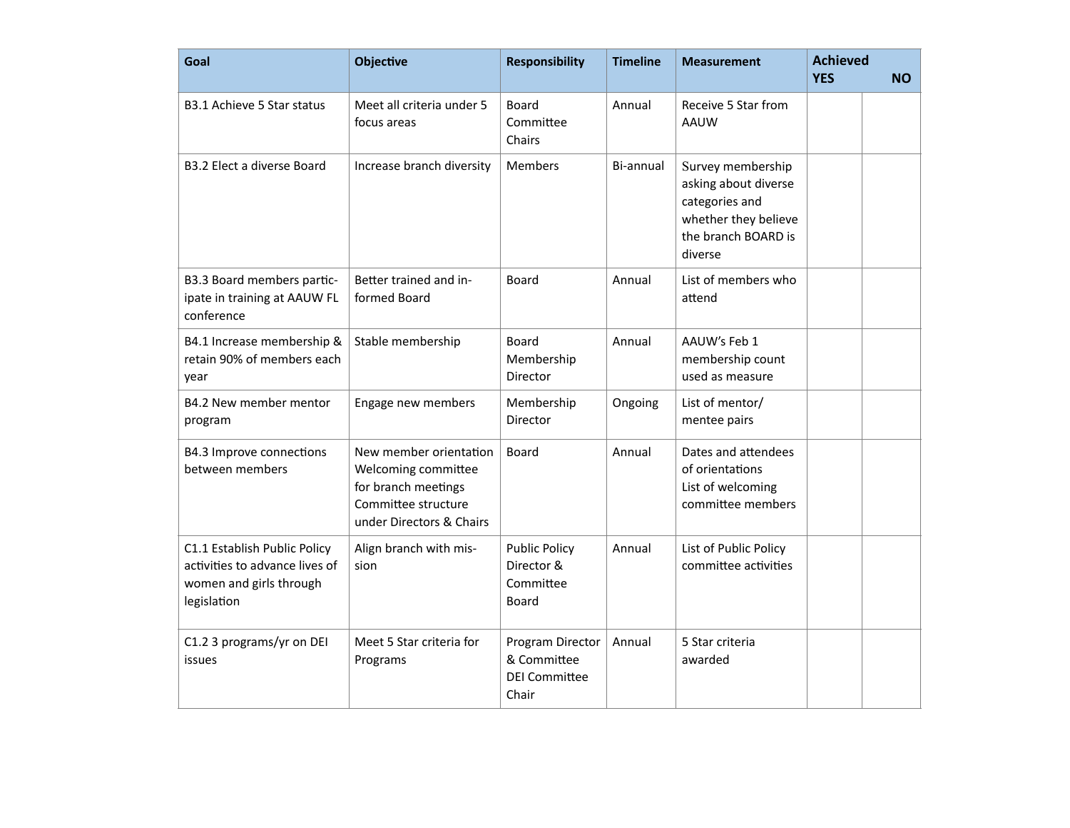| Goal | Objective | Responsibility | Timeline | Measurement | Achieved YES | NO |
|---|---|---|---|---|---|---|
| B3.1 Achieve 5 Star status | Meet all criteria under 5 focus areas | Board<br>Committee Chairs | Annual | Receive 5 Star from AAUW | | |
| B3.2 Elect a diverse Board | Increase branch diversity | Members | Bi-annual | Survey membership asking about diverse categories and whether they believe the branch BOARD is diverse | | |
| B3.3 Board members participate in training at AAUW FL conference | Better trained and informed Board | Board | Annual | List of members who attend | | |
| B4.1 Increase membership & retain 90% of members each year | Stable membership | Board<br>Membership Director | Annual | AAUW's Feb 1 membership count used as measure | | |
| B4.2 New member mentor program | Engage new members | Membership Director | Ongoing | List of mentor/mentee pairs | | |
| B4.3 Improve connections between members | New member orientation<br>Welcoming committee for branch meetings<br>Committee structure under Directors & Chairs | Board | Annual | Dates and attendees of orientations<br>List of welcoming committee members | | |
| C1.1 Establish Public Policy activities to advance lives of women and girls through legislation | Align branch with mission | Public Policy Director & Committee<br>Board | Annual | List of Public Policy committee activities | | |
| C1.2 3 programs/yr on DEI issues | Meet 5 Star criteria for Programs | Program Director & Committee<br>DEI Committee Chair | Annual | 5 Star criteria awarded | | |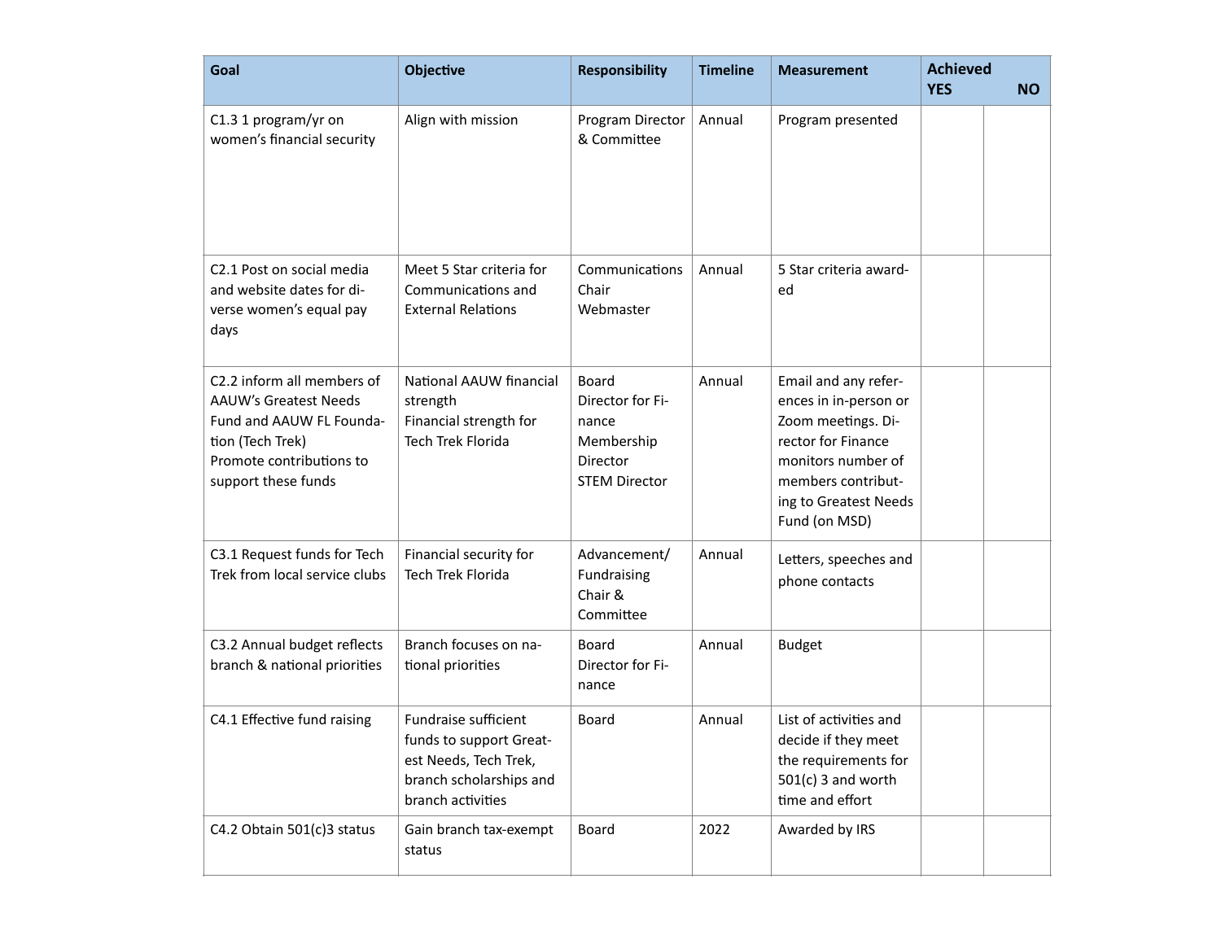| Goal | Objective | Responsibility | Timeline | Measurement | Achieved YES | NO |
|---|---|---|---|---|---|---|
| C1.3 1 program/yr on women's financial security | Align with mission | Program Director & Committee | Annual | Program presented | | |
| C2.1 Post on social media and website dates for diverse women's equal pay days | Meet 5 Star criteria for Communications and External Relations | Communications Chair Webmaster | Annual | 5 Star criteria awarded | | |
| C2.2 inform all members of AAUW's Greatest Needs Fund and AAUW FL Foundation (Tech Trek) Promote contributions to support these funds | National AAUW financial strength Financial strength for Tech Trek Florida | Board Director for Finance Membership Director STEM Director | Annual | Email and any references in in-person or Zoom meetings. Director for Finance monitors number of members contributing to Greatest Needs Fund (on MSD) | | |
| C3.1 Request funds for Tech Trek from local service clubs | Financial security for Tech Trek Florida | Advancement/ Fundraising Chair & Committee | Annual | Letters, speeches and phone contacts | | |
| C3.2 Annual budget reflects branch & national priorities | Branch focuses on national priorities | Board Director for Finance | Annual | Budget | | |
| C4.1 Effective fund raising | Fundraise sufficient funds to support Greatest Needs, Tech Trek, branch scholarships and branch activities | Board | Annual | List of activities and decide if they meet the requirements for 501(c) 3 and worth time and effort | | |
| C4.2 Obtain 501(c)3 status | Gain branch tax-exempt status | Board | 2022 | Awarded by IRS | | |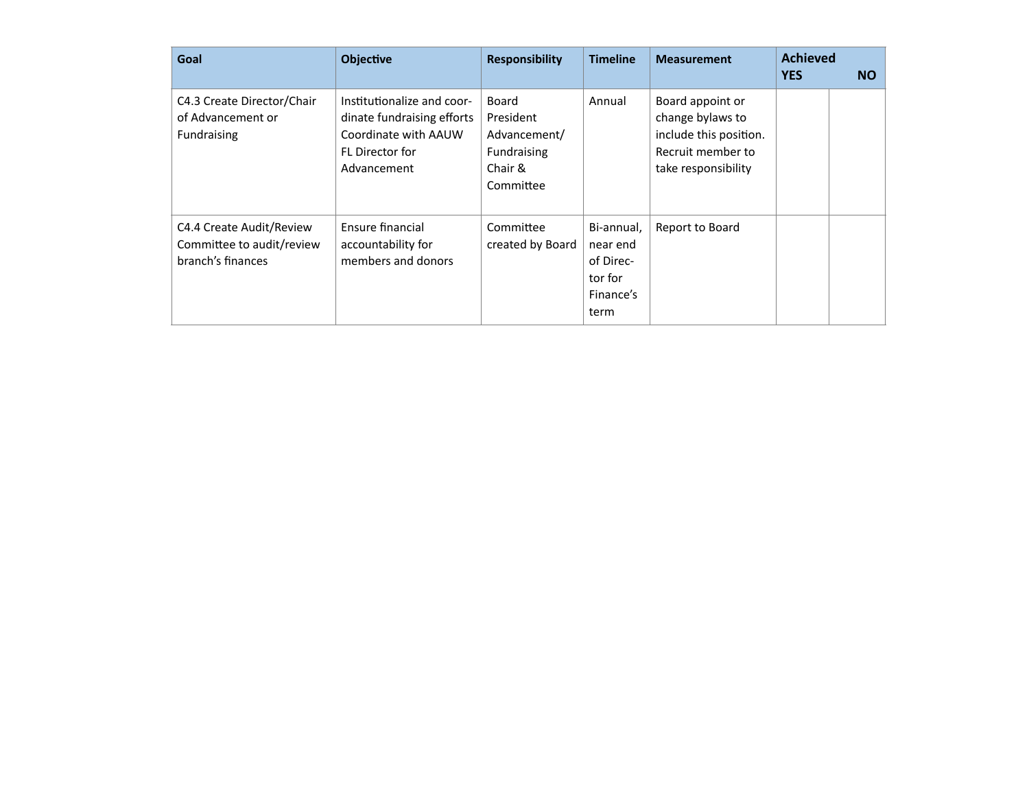| Goal | Objective | Responsibility | Timeline | Measurement | Achieved YES | NO |
|---|---|---|---|---|---|---|
| C4.3 Create Director/Chair of Advancement or Fundraising | Institutionalize and coordinate fundraising efforts Coordinate with AAUW FL Director for Advancement | Board President Advancement/ Fundraising Chair & Committee | Annual | Board appoint or change bylaws to include this position. Recruit member to take responsibility | | |
| C4.4 Create Audit/Review Committee to audit/review branch's finances | Ensure financial accountability for members and donors | Committee created by Board | Bi-annual, near end of Director for Finance's term | Report to Board | | |